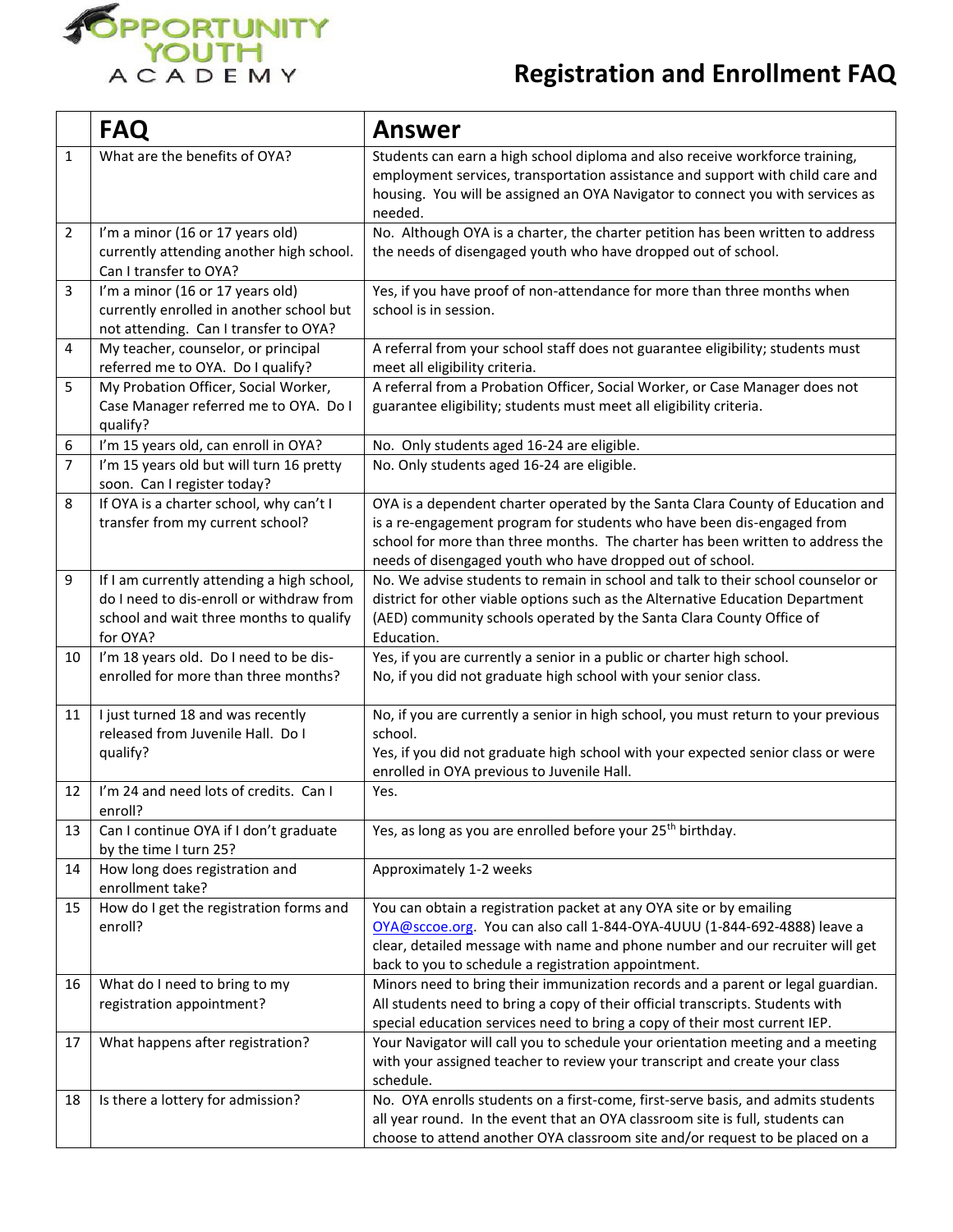OPPORTUNITY YOUTH ACADEMY

# Registration and Enrollment FAQ

| | FAQ | Answer |
|---|---|---|
| 1 | What are the benefits of OYA? | Students can earn a high school diploma and also receive workforce training, employment services, transportation assistance and support with child care and housing. You will be assigned an OYA Navigator to connect you with services as needed. |
| 2 | I'm a minor (16 or 17 years old) currently attending another high school. Can I transfer to OYA? | No. Although OYA is a charter, the charter petition has been written to address the needs of disengaged youth who have dropped out of school. |
| 3 | I'm a minor (16 or 17 years old) currently enrolled in another school but not attending. Can I transfer to OYA? | Yes, if you have proof of non-attendance for more than three months when school is in session. |
| 4 | My teacher, counselor, or principal referred me to OYA. Do I qualify? | A referral from your school staff does not guarantee eligibility; students must meet all eligibility criteria. |
| 5 | My Probation Officer, Social Worker, Case Manager referred me to OYA. Do I qualify? | A referral from a Probation Officer, Social Worker, or Case Manager does not guarantee eligibility; students must meet all eligibility criteria. |
| 6 | I'm 15 years old, can enroll in OYA? | No. Only students aged 16-24 are eligible. |
| 7 | I'm 15 years old but will turn 16 pretty soon. Can I register today? | No. Only students aged 16-24 are eligible. |
| 8 | If OYA is a charter school, why can't I transfer from my current school? | OYA is a dependent charter operated by the Santa Clara County of Education and is a re-engagement program for students who have been dis-engaged from school for more than three months. The charter has been written to address the needs of disengaged youth who have dropped out of school. |
| 9 | If I am currently attending a high school, do I need to dis-enroll or withdraw from school and wait three months to qualify for OYA? | No. We advise students to remain in school and talk to their school counselor or district for other viable options such as the Alternative Education Department (AED) community schools operated by the Santa Clara County Office of Education. |
| 10 | I'm 18 years old. Do I need to be dis-enrolled for more than three months? | Yes, if you are currently a senior in a public or charter high school.<br>No, if you did not graduate high school with your senior class. |
| 11 | I just turned 18 and was recently released from Juvenile Hall. Do I qualify? | No, if you are currently a senior in high school, you must return to your previous school.<br>Yes, if you did not graduate high school with your expected senior class or were enrolled in OYA previous to Juvenile Hall. |
| 12 | I'm 24 and need lots of credits. Can I enroll? | Yes. |
| 13 | Can I continue OYA if I don't graduate by the time I turn 25? | Yes, as long as you are enrolled before your 25th birthday. |
| 14 | How long does registration and enrollment take? | Approximately 1-2 weeks |
| 15 | How do I get the registration forms and enroll? | You can obtain a registration packet at any OYA site or by emailing OYA@sccoe.org. You can also call 1-844-OYA-4UUU (1-844-692-4888) leave a clear, detailed message with name and phone number and our recruiter will get back to you to schedule a registration appointment. |
| 16 | What do I need to bring to my registration appointment? | Minors need to bring their immunization records and a parent or legal guardian. All students need to bring a copy of their official transcripts. Students with special education services need to bring a copy of their most current IEP. |
| 17 | What happens after registration? | Your Navigator will call you to schedule your orientation meeting and a meeting with your assigned teacher to review your transcript and create your class schedule. |
| 18 | Is there a lottery for admission? | No. OYA enrolls students on a first-come, first-serve basis, and admits students all year round. In the event that an OYA classroom site is full, students can choose to attend another OYA classroom site and/or request to be placed on a |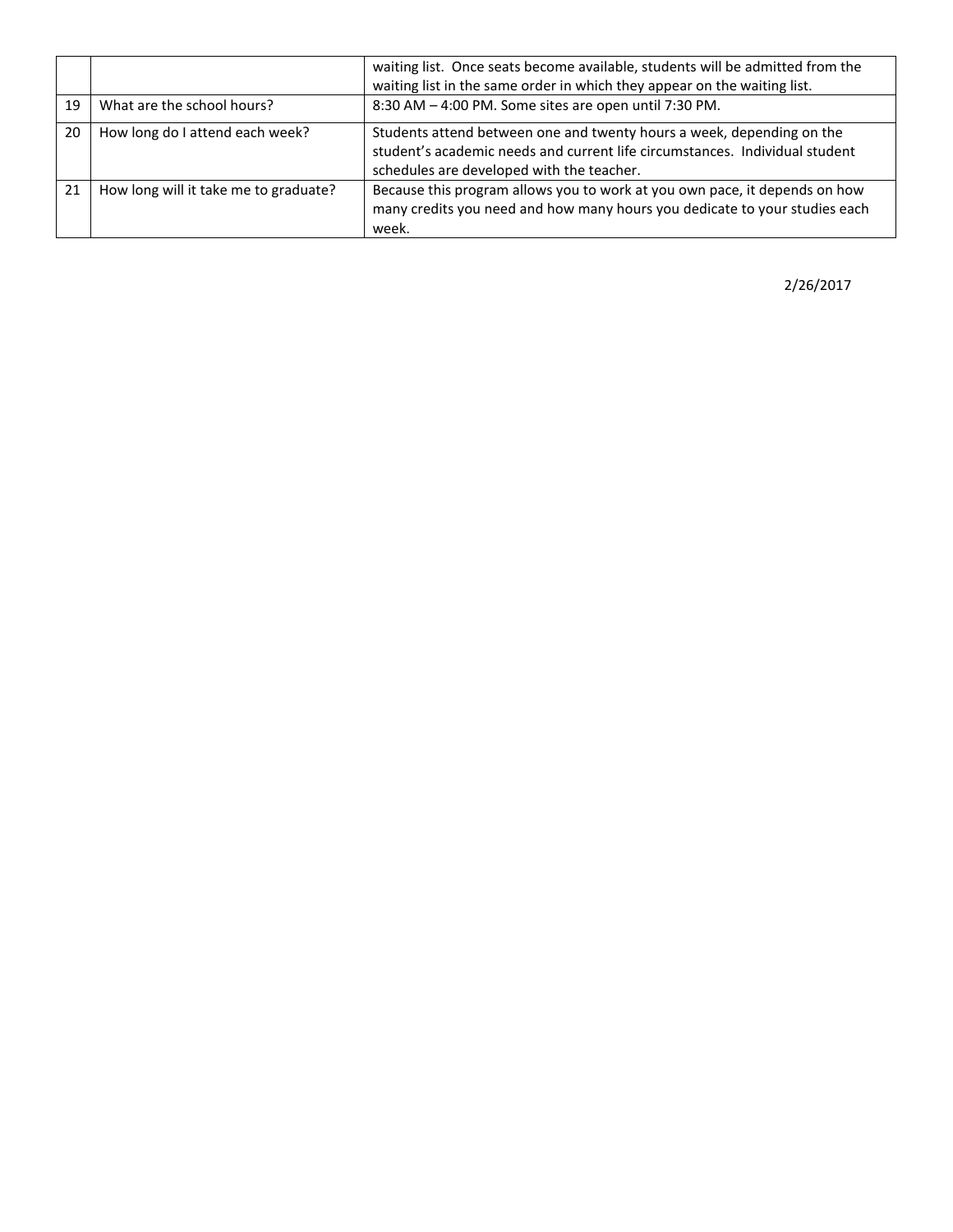| | | |
|---|---|---|
| | | waiting list. Once seats become available, students will be admitted from the waiting list in the same order in which they appear on the waiting list. |
| 19 | What are the school hours? | 8:30 AM – 4:00 PM. Some sites are open until 7:30 PM. |
| 20 | How long do I attend each week? | Students attend between one and twenty hours a week, depending on the student's academic needs and current life circumstances. Individual student schedules are developed with the teacher. |
| 21 | How long will it take me to graduate? | Because this program allows you to work at you own pace, it depends on how many credits you need and how many hours you dedicate to your studies each week. |

2/26/2017